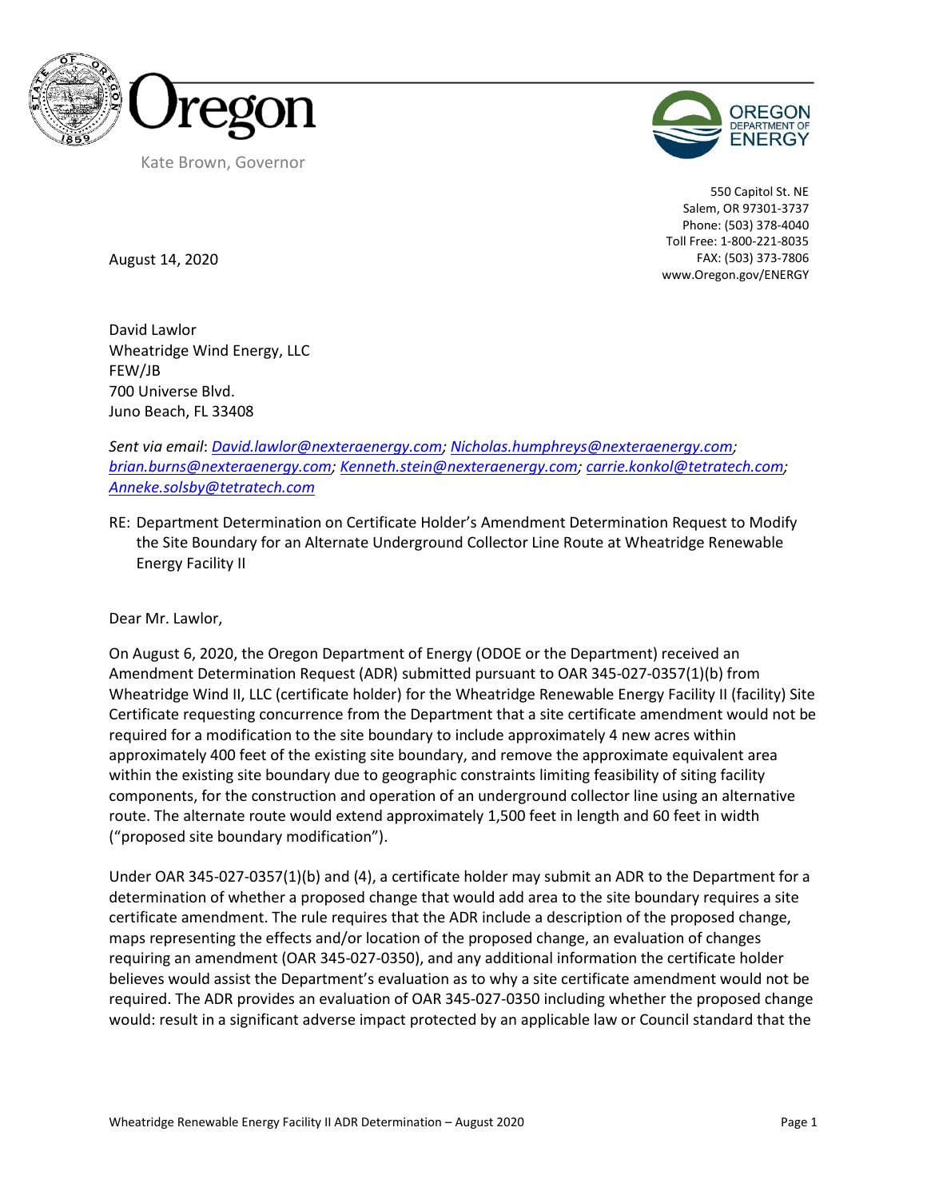Oregon

Kate Brown, Governor

OREGON DEPARTMENT OF ENERGY

550 Capitol St. NE
Salem, OR 97301-3737
Phone: (503) 378-4040
Toll Free: 1-800-221-8035
FAX: (503) 373-7806
www.Oregon.gov/ENERGY

August 14, 2020

David Lawlor
Wheatridge Wind Energy, LLC
FEW/JB
700 Universe Blvd.
Juno Beach, FL 33408

*Sent via email*: *David.lawlor@nexteraenergy.com; Nicholas.humphreys@nexteraenergy.com; brian.burns@nexteraenergy.com; Kenneth.stein@nexteraenergy.com; carrie.konkol@tetratech.com; Anneke.solsby@tetratech.com*

RE: Department Determination on Certificate Holder's Amendment Determination Request to Modify the Site Boundary for an Alternate Underground Collector Line Route at Wheatridge Renewable Energy Facility II

Dear Mr. Lawlor,

On August 6, 2020, the Oregon Department of Energy (ODOE or the Department) received an Amendment Determination Request (ADR) submitted pursuant to OAR 345-027-0357(1)(b) from Wheatridge Wind II, LLC (certificate holder) for the Wheatridge Renewable Energy Facility II (facility) Site Certificate requesting concurrence from the Department that a site certificate amendment would not be required for a modification to the site boundary to include approximately 4 new acres within approximately 400 feet of the existing site boundary, and remove the approximate equivalent area within the existing site boundary due to geographic constraints limiting feasibility of siting facility components, for the construction and operation of an underground collector line using an alternative route. The alternate route would extend approximately 1,500 feet in length and 60 feet in width ("proposed site boundary modification").

Under OAR 345-027-0357(1)(b) and (4), a certificate holder may submit an ADR to the Department for a determination of whether a proposed change that would add area to the site boundary requires a site certificate amendment. The rule requires that the ADR include a description of the proposed change, maps representing the effects and/or location of the proposed change, an evaluation of changes requiring an amendment (OAR 345-027-0350), and any additional information the certificate holder believes would assist the Department's evaluation as to why a site certificate amendment would not be required. The ADR provides an evaluation of OAR 345-027-0350 including whether the proposed change would: result in a significant adverse impact protected by an applicable law or Council standard that the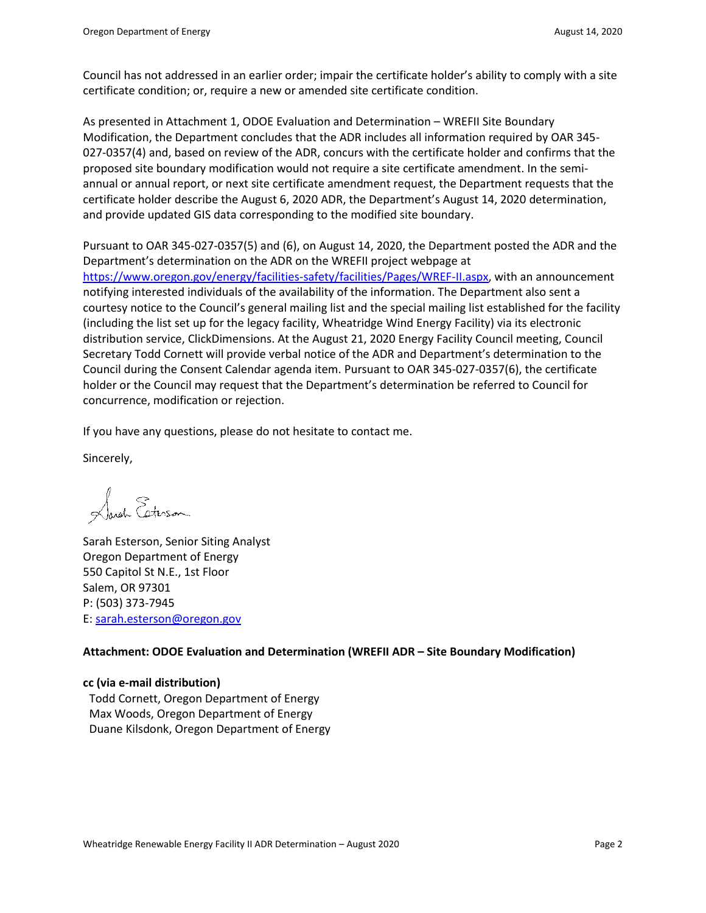Council has not addressed in an earlier order; impair the certificate holder's ability to comply with a site certificate condition; or, require a new or amended site certificate condition.

As presented in Attachment 1, ODOE Evaluation and Determination – WREFII Site Boundary Modification, the Department concludes that the ADR includes all information required by OAR 345-027-0357(4) and, based on review of the ADR, concurs with the certificate holder and confirms that the proposed site boundary modification would not require a site certificate amendment. In the semi-annual or annual report, or next site certificate amendment request, the Department requests that the certificate holder describe the August 6, 2020 ADR, the Department's August 14, 2020 determination, and provide updated GIS data corresponding to the modified site boundary.

Pursuant to OAR 345-027-0357(5) and (6), on August 14, 2020, the Department posted the ADR and the Department's determination on the ADR on the WREFII project webpage at https://www.oregon.gov/energy/facilities-safety/facilities/Pages/WREF-II.aspx, with an announcement notifying interested individuals of the availability of the information. The Department also sent a courtesy notice to the Council's general mailing list and the special mailing list established for the facility (including the list set up for the legacy facility, Wheatridge Wind Energy Facility) via its electronic distribution service, ClickDimensions. At the August 21, 2020 Energy Facility Council meeting, Council Secretary Todd Cornett will provide verbal notice of the ADR and Department's determination to the Council during the Consent Calendar agenda item. Pursuant to OAR 345-027-0357(6), the certificate holder or the Council may request that the Department's determination be referred to Council for concurrence, modification or rejection.

If you have any questions, please do not hesitate to contact me.

Sincerely,

Sarah Esterson, Senior Siting Analyst
Oregon Department of Energy
550 Capitol St N.E., 1st Floor
Salem, OR 97301
P: (503) 373-7945
E: sarah.esterson@oregon.gov

**Attachment: ODOE Evaluation and Determination (WREFII ADR – Site Boundary Modification)**

**cc (via e-mail distribution)**
Todd Cornett, Oregon Department of Energy
Max Woods, Oregon Department of Energy
Duane Kilsdonk, Oregon Department of Energy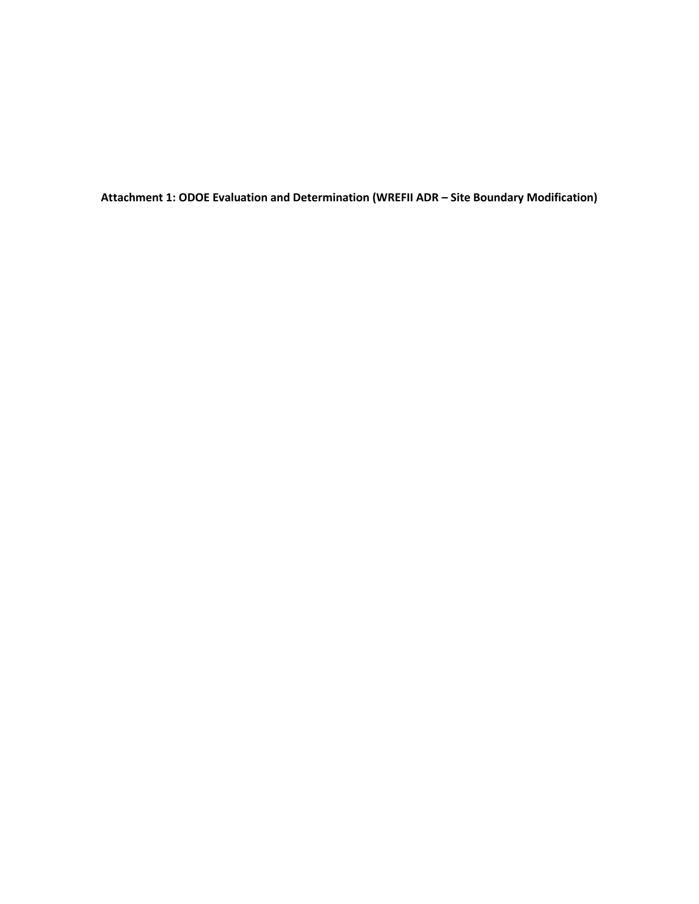**Attachment 1: ODOE Evaluation and Determination (WREFII ADR – Site Boundary Modification)**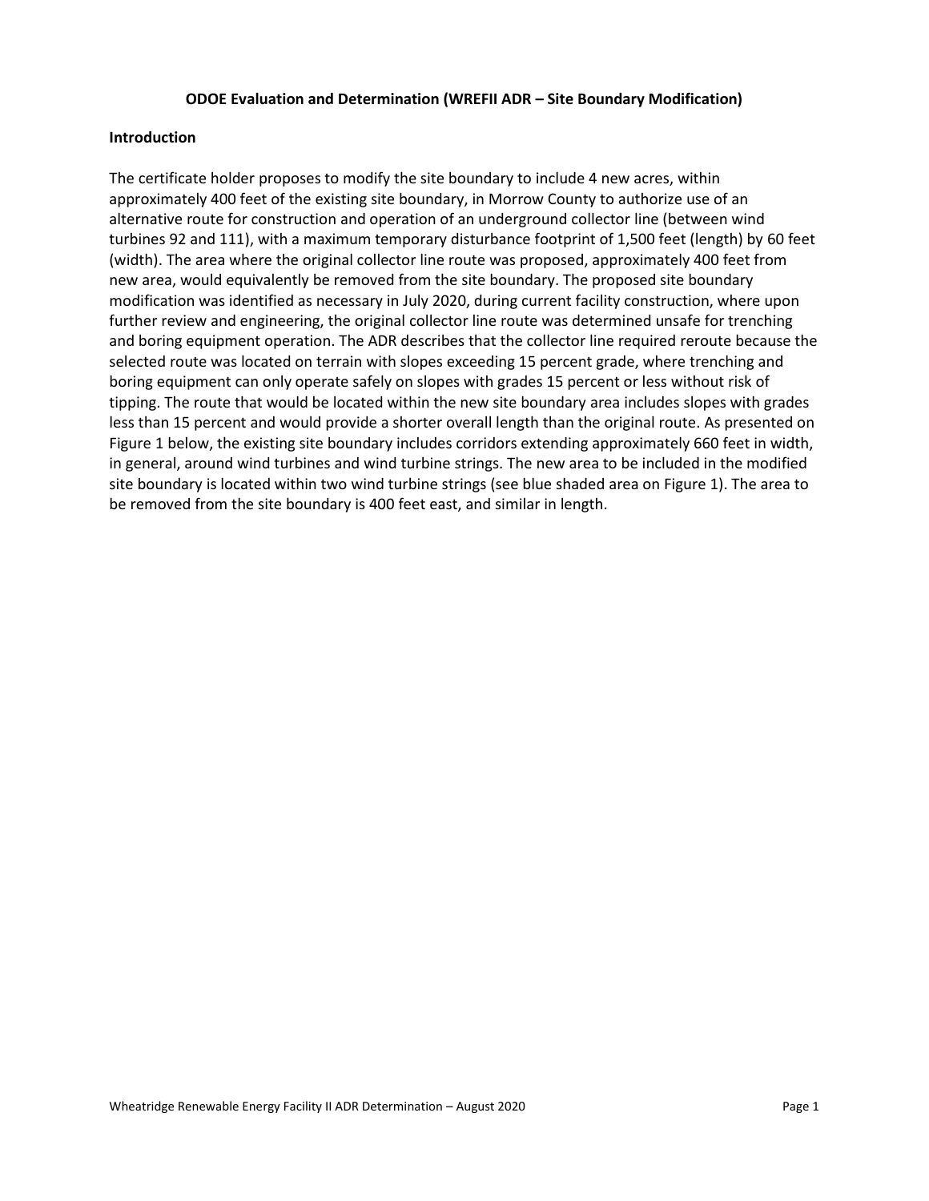**ODOE Evaluation and Determination (WREFII ADR – Site Boundary Modification)**

**Introduction**

The certificate holder proposes to modify the site boundary to include 4 new acres, within approximately 400 feet of the existing site boundary, in Morrow County to authorize use of an alternative route for construction and operation of an underground collector line (between wind turbines 92 and 111), with a maximum temporary disturbance footprint of 1,500 feet (length) by 60 feet (width). The area where the original collector line route was proposed, approximately 400 feet from new area, would equivalently be removed from the site boundary. The proposed site boundary modification was identified as necessary in July 2020, during current facility construction, where upon further review and engineering, the original collector line route was determined unsafe for trenching and boring equipment operation. The ADR describes that the collector line required reroute because the selected route was located on terrain with slopes exceeding 15 percent grade, where trenching and boring equipment can only operate safely on slopes with grades 15 percent or less without risk of tipping. The route that would be located within the new site boundary area includes slopes with grades less than 15 percent and would provide a shorter overall length than the original route. As presented on Figure 1 below, the existing site boundary includes corridors extending approximately 660 feet in width, in general, around wind turbines and wind turbine strings. The new area to be included in the modified site boundary is located within two wind turbine strings (see blue shaded area on Figure 1). The area to be removed from the site boundary is 400 feet east, and similar in length.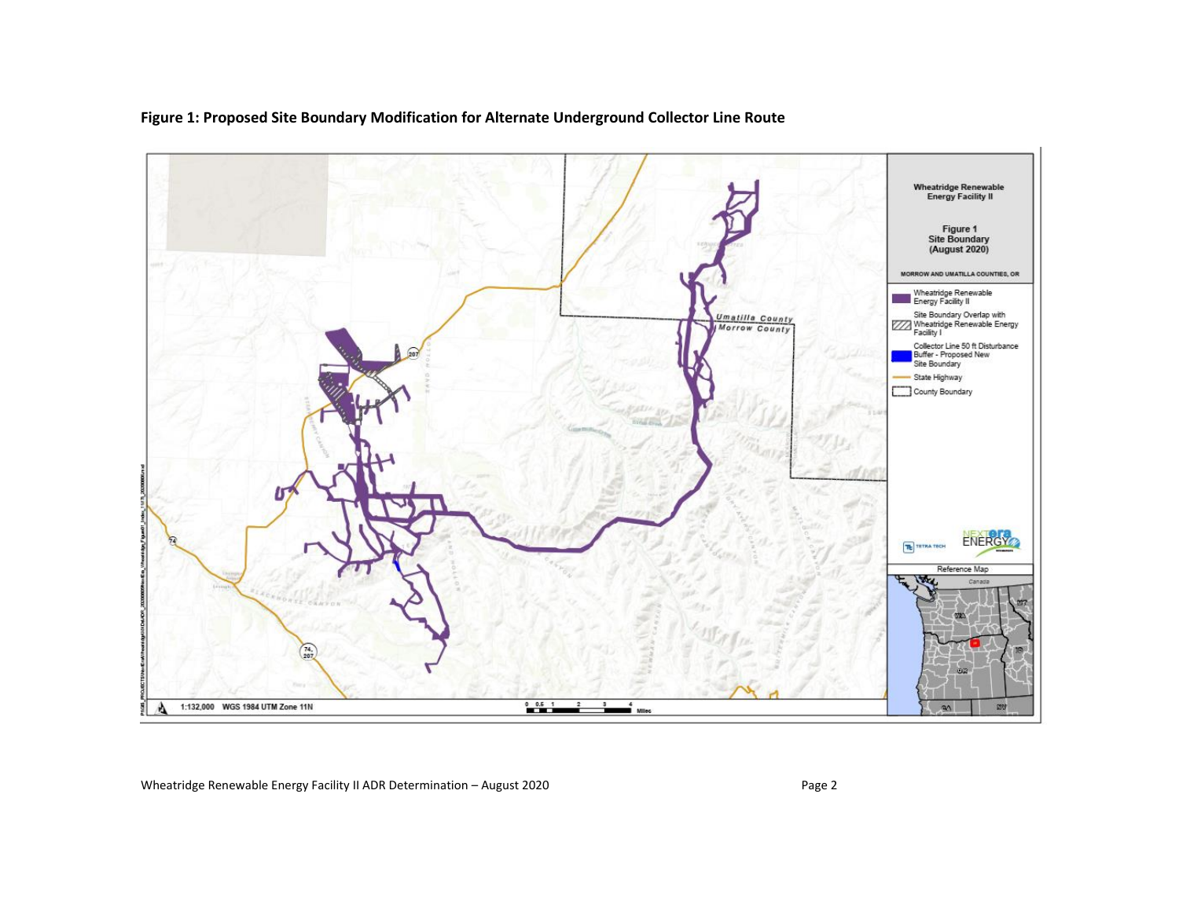**Figure 1: Proposed Site Boundary Modification for Alternate Underground Collector Line Route**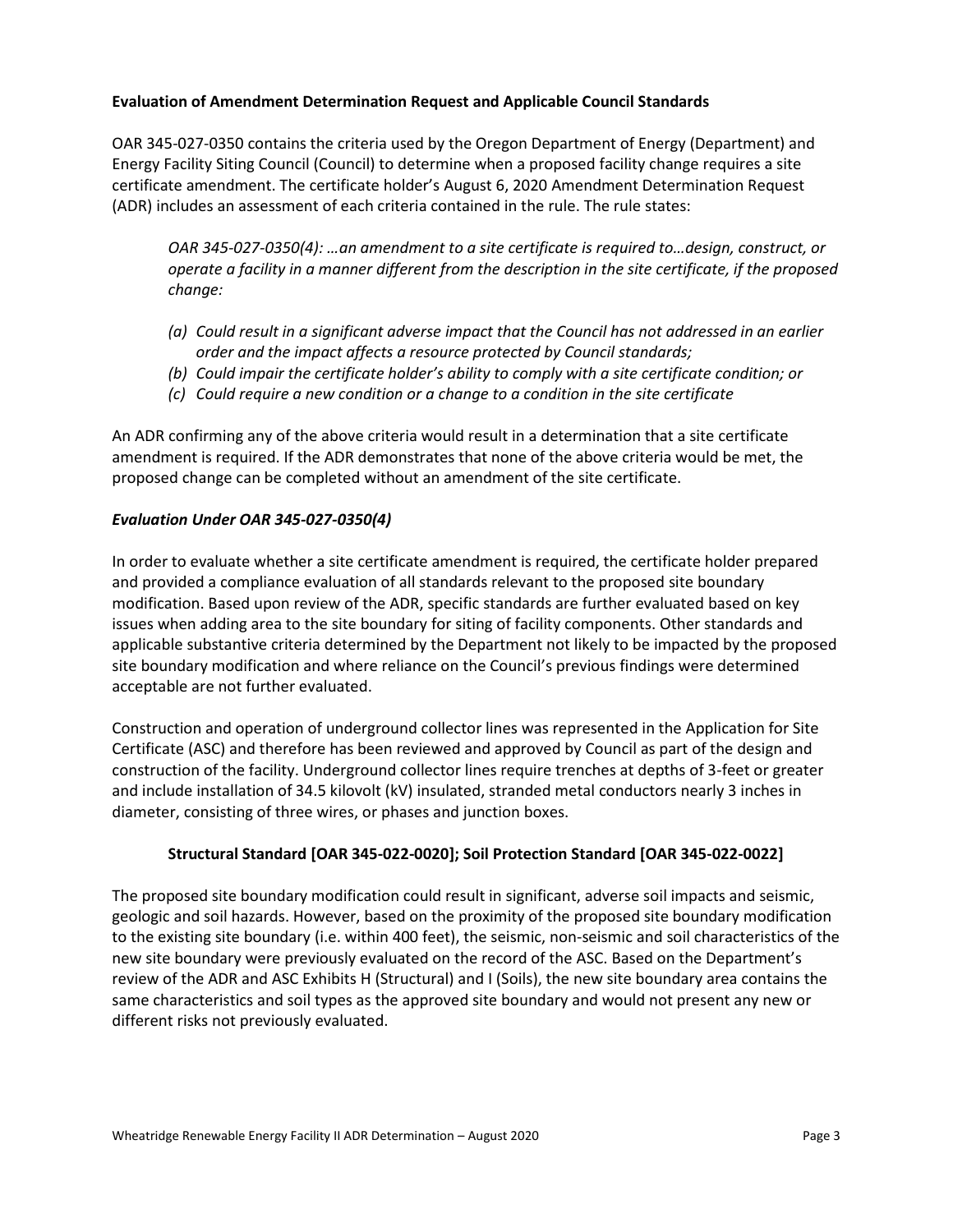**Evaluation of Amendment Determination Request and Applicable Council Standards**

OAR 345-027-0350 contains the criteria used by the Oregon Department of Energy (Department) and Energy Facility Siting Council (Council) to determine when a proposed facility change requires a site certificate amendment. The certificate holder's August 6, 2020 Amendment Determination Request (ADR) includes an assessment of each criteria contained in the rule. The rule states:

> *OAR 345-027-0350(4): …an amendment to a site certificate is required to…design, construct, or operate a facility in a manner different from the description in the site certificate, if the proposed change:*
>
> *(a) Could result in a significant adverse impact that the Council has not addressed in an earlier order and the impact affects a resource protected by Council standards;*
> *(b) Could impair the certificate holder's ability to comply with a site certificate condition; or*
> *(c) Could require a new condition or a change to a condition in the site certificate*

An ADR confirming any of the above criteria would result in a determination that a site certificate amendment is required. If the ADR demonstrates that none of the above criteria would be met, the proposed change can be completed without an amendment of the site certificate.

***Evaluation Under OAR 345-027-0350(4)***

In order to evaluate whether a site certificate amendment is required, the certificate holder prepared and provided a compliance evaluation of all standards relevant to the proposed site boundary modification. Based upon review of the ADR, specific standards are further evaluated based on key issues when adding area to the site boundary for siting of facility components. Other standards and applicable substantive criteria determined by the Department not likely to be impacted by the proposed site boundary modification and where reliance on the Council's previous findings were determined acceptable are not further evaluated.

Construction and operation of underground collector lines was represented in the Application for Site Certificate (ASC) and therefore has been reviewed and approved by Council as part of the design and construction of the facility. Underground collector lines require trenches at depths of 3-feet or greater and include installation of 34.5 kilovolt (kV) insulated, stranded metal conductors nearly 3 inches in diameter, consisting of three wires, or phases and junction boxes.

**Structural Standard [OAR 345-022-0020]; Soil Protection Standard [OAR 345-022-0022]**

The proposed site boundary modification could result in significant, adverse soil impacts and seismic, geologic and soil hazards. However, based on the proximity of the proposed site boundary modification to the existing site boundary (i.e. within 400 feet), the seismic, non-seismic and soil characteristics of the new site boundary were previously evaluated on the record of the ASC. Based on the Department's review of the ADR and ASC Exhibits H (Structural) and I (Soils), the new site boundary area contains the same characteristics and soil types as the approved site boundary and would not present any new or different risks not previously evaluated.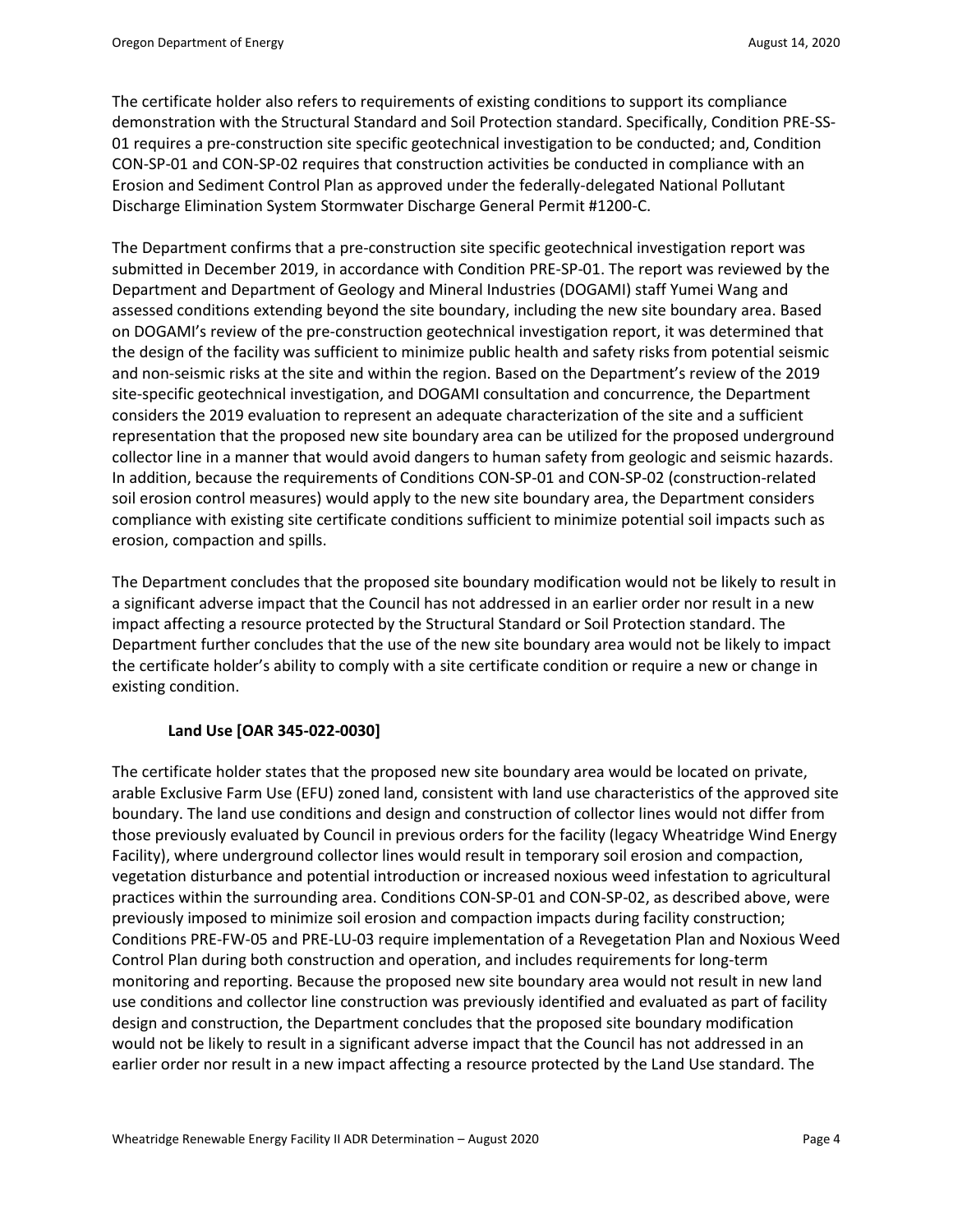The certificate holder also refers to requirements of existing conditions to support its compliance demonstration with the Structural Standard and Soil Protection standard. Specifically, Condition PRE-SS-01 requires a pre-construction site specific geotechnical investigation to be conducted; and, Condition CON-SP-01 and CON-SP-02 requires that construction activities be conducted in compliance with an Erosion and Sediment Control Plan as approved under the federally-delegated National Pollutant Discharge Elimination System Stormwater Discharge General Permit #1200-C.

The Department confirms that a pre-construction site specific geotechnical investigation report was submitted in December 2019, in accordance with Condition PRE-SP-01. The report was reviewed by the Department and Department of Geology and Mineral Industries (DOGAMI) staff Yumei Wang and assessed conditions extending beyond the site boundary, including the new site boundary area. Based on DOGAMI's review of the pre-construction geotechnical investigation report, it was determined that the design of the facility was sufficient to minimize public health and safety risks from potential seismic and non-seismic risks at the site and within the region. Based on the Department's review of the 2019 site-specific geotechnical investigation, and DOGAMI consultation and concurrence, the Department considers the 2019 evaluation to represent an adequate characterization of the site and a sufficient representation that the proposed new site boundary area can be utilized for the proposed underground collector line in a manner that would avoid dangers to human safety from geologic and seismic hazards. In addition, because the requirements of Conditions CON-SP-01 and CON-SP-02 (construction-related soil erosion control measures) would apply to the new site boundary area, the Department considers compliance with existing site certificate conditions sufficient to minimize potential soil impacts such as erosion, compaction and spills.

The Department concludes that the proposed site boundary modification would not be likely to result in a significant adverse impact that the Council has not addressed in an earlier order nor result in a new impact affecting a resource protected by the Structural Standard or Soil Protection standard. The Department further concludes that the use of the new site boundary area would not be likely to impact the certificate holder's ability to comply with a site certificate condition or require a new or change in existing condition.

### Land Use [OAR 345-022-0030]

The certificate holder states that the proposed new site boundary area would be located on private, arable Exclusive Farm Use (EFU) zoned land, consistent with land use characteristics of the approved site boundary. The land use conditions and design and construction of collector lines would not differ from those previously evaluated by Council in previous orders for the facility (legacy Wheatridge Wind Energy Facility), where underground collector lines would result in temporary soil erosion and compaction, vegetation disturbance and potential introduction or increased noxious weed infestation to agricultural practices within the surrounding area. Conditions CON-SP-01 and CON-SP-02, as described above, were previously imposed to minimize soil erosion and compaction impacts during facility construction; Conditions PRE-FW-05 and PRE-LU-03 require implementation of a Revegetation Plan and Noxious Weed Control Plan during both construction and operation, and includes requirements for long-term monitoring and reporting. Because the proposed new site boundary area would not result in new land use conditions and collector line construction was previously identified and evaluated as part of facility design and construction, the Department concludes that the proposed site boundary modification would not be likely to result in a significant adverse impact that the Council has not addressed in an earlier order nor result in a new impact affecting a resource protected by the Land Use standard. The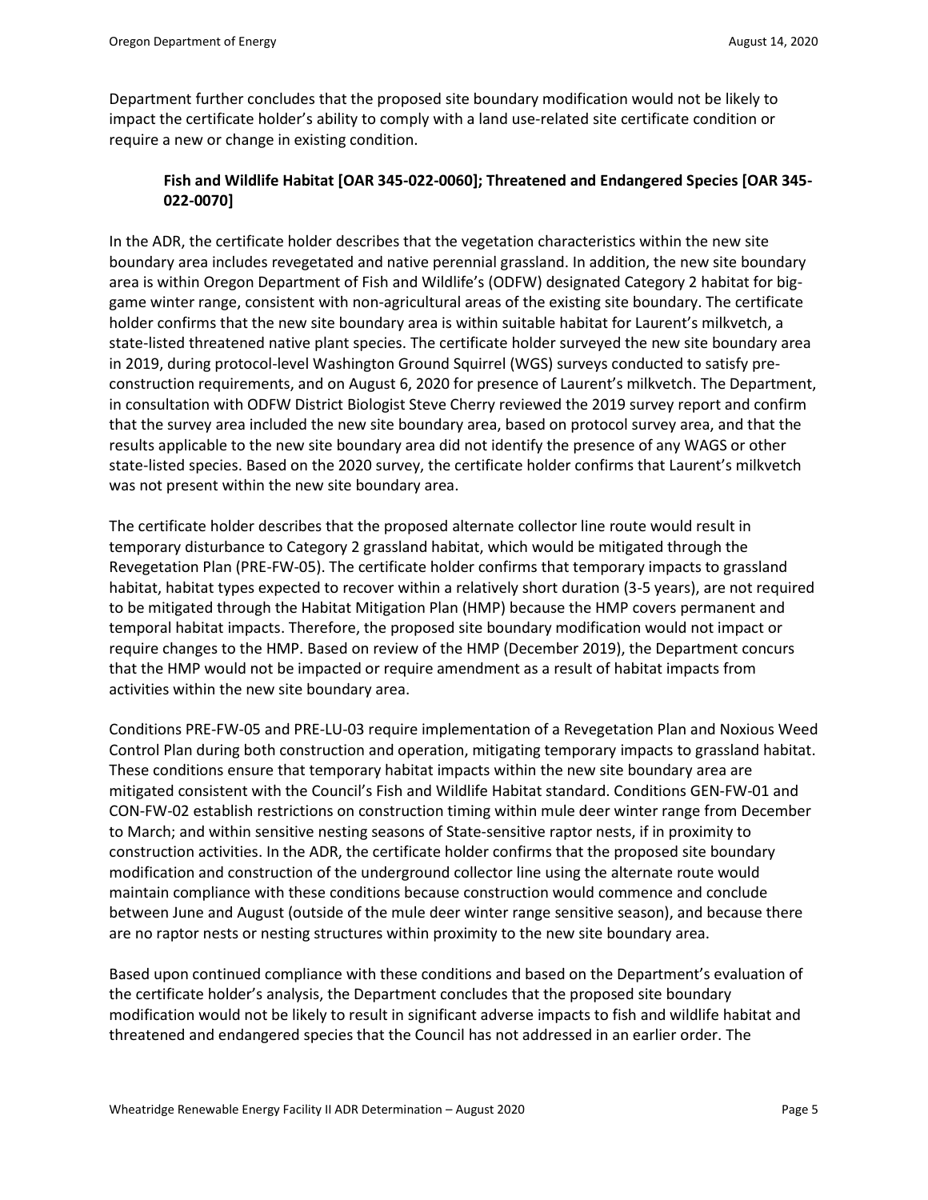Department further concludes that the proposed site boundary modification would not be likely to impact the certificate holder's ability to comply with a land use-related site certificate condition or require a new or change in existing condition.

### Fish and Wildlife Habitat [OAR 345-022-0060]; Threatened and Endangered Species [OAR 345-022-0070]

In the ADR, the certificate holder describes that the vegetation characteristics within the new site boundary area includes revegetated and native perennial grassland. In addition, the new site boundary area is within Oregon Department of Fish and Wildlife's (ODFW) designated Category 2 habitat for big-game winter range, consistent with non-agricultural areas of the existing site boundary. The certificate holder confirms that the new site boundary area is within suitable habitat for Laurent's milkvetch, a state-listed threatened native plant species. The certificate holder surveyed the new site boundary area in 2019, during protocol-level Washington Ground Squirrel (WGS) surveys conducted to satisfy pre-construction requirements, and on August 6, 2020 for presence of Laurent's milkvetch. The Department, in consultation with ODFW District Biologist Steve Cherry reviewed the 2019 survey report and confirm that the survey area included the new site boundary area, based on protocol survey area, and that the results applicable to the new site boundary area did not identify the presence of any WAGS or other state-listed species. Based on the 2020 survey, the certificate holder confirms that Laurent's milkvetch was not present within the new site boundary area.

The certificate holder describes that the proposed alternate collector line route would result in temporary disturbance to Category 2 grassland habitat, which would be mitigated through the Revegetation Plan (PRE-FW-05). The certificate holder confirms that temporary impacts to grassland habitat, habitat types expected to recover within a relatively short duration (3-5 years), are not required to be mitigated through the Habitat Mitigation Plan (HMP) because the HMP covers permanent and temporal habitat impacts. Therefore, the proposed site boundary modification would not impact or require changes to the HMP. Based on review of the HMP (December 2019), the Department concurs that the HMP would not be impacted or require amendment as a result of habitat impacts from activities within the new site boundary area.

Conditions PRE-FW-05 and PRE-LU-03 require implementation of a Revegetation Plan and Noxious Weed Control Plan during both construction and operation, mitigating temporary impacts to grassland habitat. These conditions ensure that temporary habitat impacts within the new site boundary area are mitigated consistent with the Council's Fish and Wildlife Habitat standard. Conditions GEN-FW-01 and CON-FW-02 establish restrictions on construction timing within mule deer winter range from December to March; and within sensitive nesting seasons of State-sensitive raptor nests, if in proximity to construction activities. In the ADR, the certificate holder confirms that the proposed site boundary modification and construction of the underground collector line using the alternate route would maintain compliance with these conditions because construction would commence and conclude between June and August (outside of the mule deer winter range sensitive season), and because there are no raptor nests or nesting structures within proximity to the new site boundary area.

Based upon continued compliance with these conditions and based on the Department's evaluation of the certificate holder's analysis, the Department concludes that the proposed site boundary modification would not be likely to result in significant adverse impacts to fish and wildlife habitat and threatened and endangered species that the Council has not addressed in an earlier order. The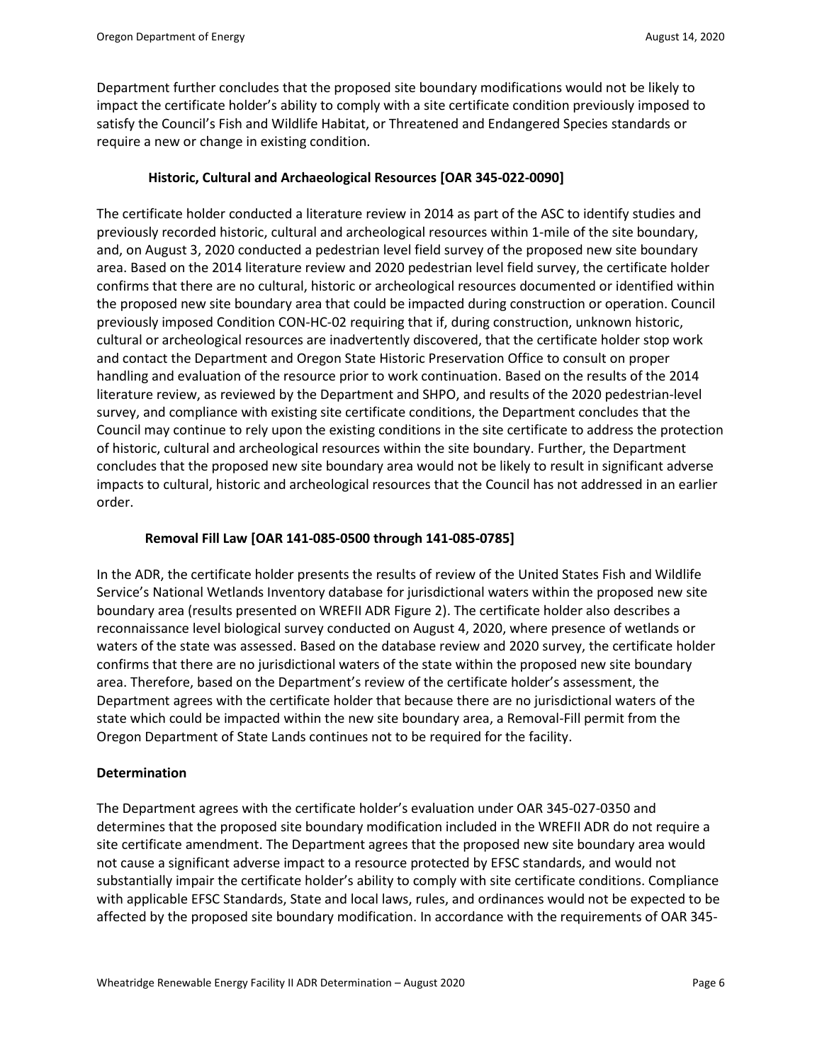Department further concludes that the proposed site boundary modifications would not be likely to impact the certificate holder's ability to comply with a site certificate condition previously imposed to satisfy the Council's Fish and Wildlife Habitat, or Threatened and Endangered Species standards or require a new or change in existing condition.

### Historic, Cultural and Archaeological Resources [OAR 345-022-0090]

The certificate holder conducted a literature review in 2014 as part of the ASC to identify studies and previously recorded historic, cultural and archeological resources within 1-mile of the site boundary, and, on August 3, 2020 conducted a pedestrian level field survey of the proposed new site boundary area. Based on the 2014 literature review and 2020 pedestrian level field survey, the certificate holder confirms that there are no cultural, historic or archeological resources documented or identified within the proposed new site boundary area that could be impacted during construction or operation. Council previously imposed Condition CON-HC-02 requiring that if, during construction, unknown historic, cultural or archeological resources are inadvertently discovered, that the certificate holder stop work and contact the Department and Oregon State Historic Preservation Office to consult on proper handling and evaluation of the resource prior to work continuation. Based on the results of the 2014 literature review, as reviewed by the Department and SHPO, and results of the 2020 pedestrian-level survey, and compliance with existing site certificate conditions, the Department concludes that the Council may continue to rely upon the existing conditions in the site certificate to address the protection of historic, cultural and archeological resources within the site boundary. Further, the Department concludes that the proposed new site boundary area would not be likely to result in significant adverse impacts to cultural, historic and archeological resources that the Council has not addressed in an earlier order.

### Removal Fill Law [OAR 141-085-0500 through 141-085-0785]

In the ADR, the certificate holder presents the results of review of the United States Fish and Wildlife Service's National Wetlands Inventory database for jurisdictional waters within the proposed new site boundary area (results presented on WREFII ADR Figure 2). The certificate holder also describes a reconnaissance level biological survey conducted on August 4, 2020, where presence of wetlands or waters of the state was assessed. Based on the database review and 2020 survey, the certificate holder confirms that there are no jurisdictional waters of the state within the proposed new site boundary area. Therefore, based on the Department's review of the certificate holder's assessment, the Department agrees with the certificate holder that because there are no jurisdictional waters of the state which could be impacted within the new site boundary area, a Removal-Fill permit from the Oregon Department of State Lands continues not to be required for the facility.

## Determination

The Department agrees with the certificate holder's evaluation under OAR 345-027-0350 and determines that the proposed site boundary modification included in the WREFII ADR do not require a site certificate amendment. The Department agrees that the proposed new site boundary area would not cause a significant adverse impact to a resource protected by EFSC standards, and would not substantially impair the certificate holder's ability to comply with site certificate conditions. Compliance with applicable EFSC Standards, State and local laws, rules, and ordinances would not be expected to be affected by the proposed site boundary modification. In accordance with the requirements of OAR 345-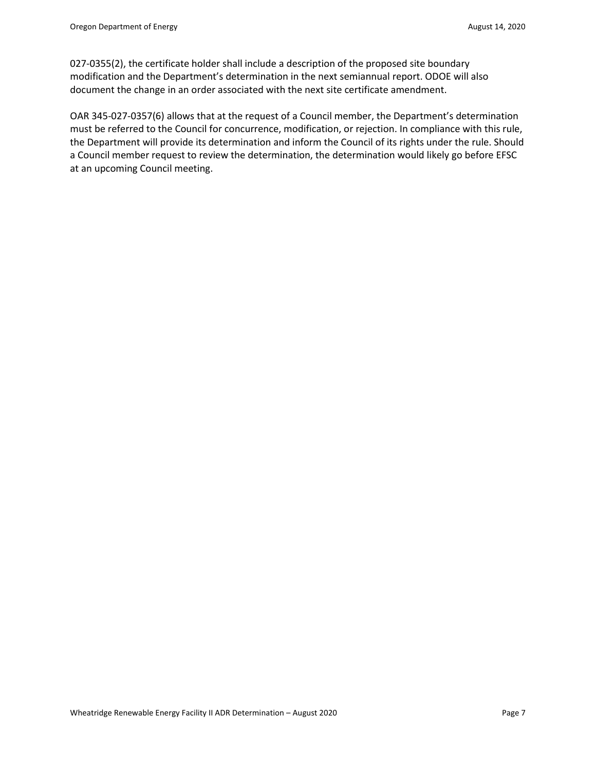027-0355(2), the certificate holder shall include a description of the proposed site boundary modification and the Department's determination in the next semiannual report. ODOE will also document the change in an order associated with the next site certificate amendment.

OAR 345-027-0357(6) allows that at the request of a Council member, the Department's determination must be referred to the Council for concurrence, modification, or rejection. In compliance with this rule, the Department will provide its determination and inform the Council of its rights under the rule. Should a Council member request to review the determination, the determination would likely go before EFSC at an upcoming Council meeting.